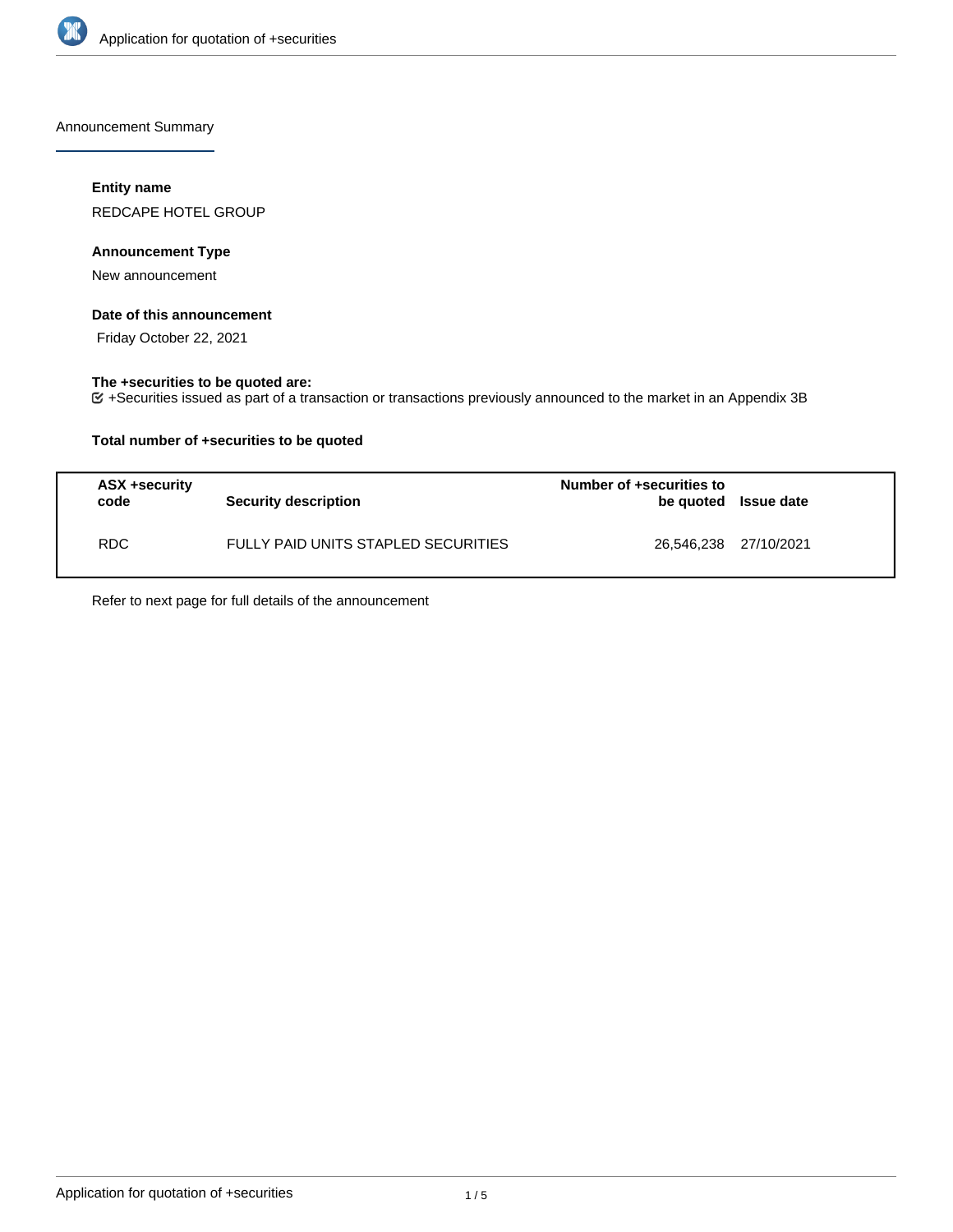Announcement Summary

**Entity name**

REDCAPE HOTEL GROUP

**Announcement Type**

New announcement

**Date of this announcement**

Friday October 22, 2021

**The +securities to be quoted are:**

☑ +Securities issued as part of a transaction or transactions previously announced to the market in an Appendix 3B

**Total number of +securities to be quoted**

| ASX +security code | Security description | Number of +securities to be quoted | Issue date |
|---|---|---|---|
| RDC | FULLY PAID UNITS STAPLED SECURITIES | 26,546,238 | 27/10/2021 |

Refer to next page for full details of the announcement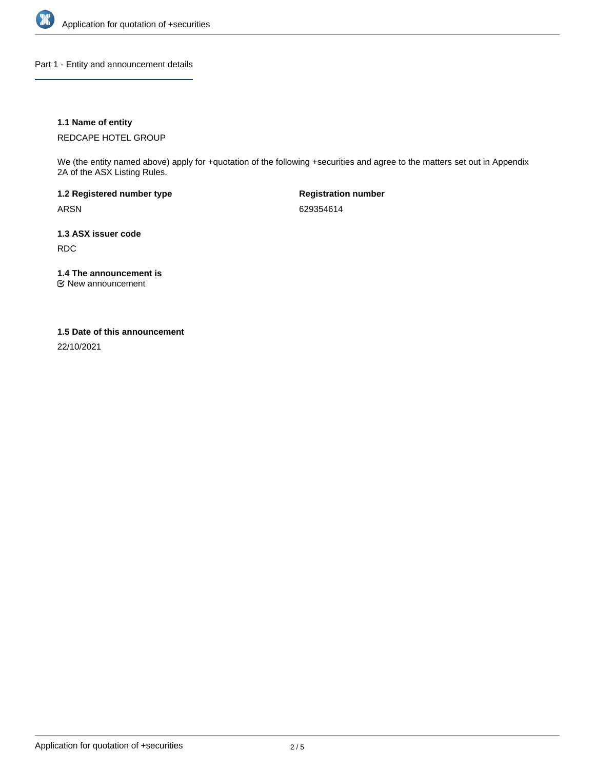## Part 1 - Entity and announcement details

**1.1 Name of entity**

REDCAPE HOTEL GROUP

We (the entity named above) apply for +quotation of the following +securities and agree to the matters set out in Appendix 2A of the ASX Listing Rules.

**1.2 Registered number type**

ARSN

**Registration number**

629354614

**1.3 ASX issuer code**

RDC

**1.4 The announcement is**

☑ New announcement

**1.5 Date of this announcement**

22/10/2021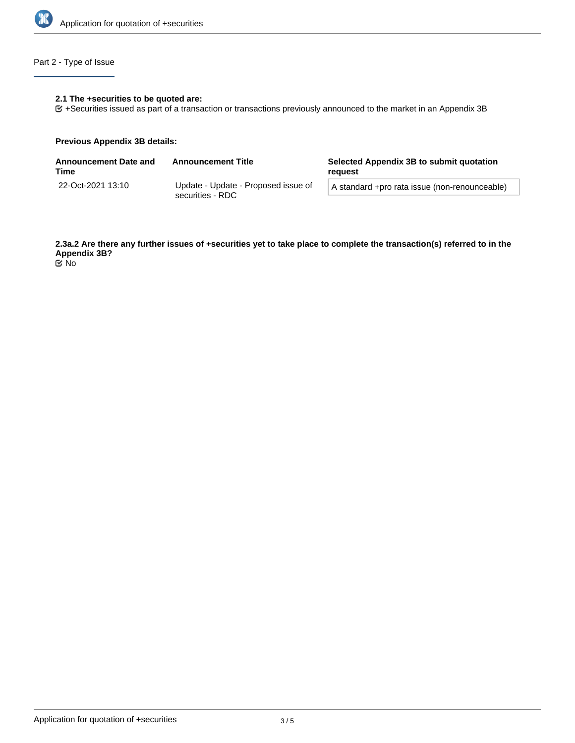## Part 2 - Type of Issue

**2.1 The +securities to be quoted are:**

☑ +Securities issued as part of a transaction or transactions previously announced to the market in an Appendix 3B

**Previous Appendix 3B details:**

| Announcement Date and Time | Announcement Title | Selected Appendix 3B to submit quotation request |
|---|---|---|
| 22-Oct-2021 13:10 | Update - Update - Proposed issue of securities - RDC | A standard +pro rata issue (non-renounceable) |

**2.3a.2 Are there any further issues of +securities yet to take place to complete the transaction(s) referred to in the Appendix 3B?**

☑ No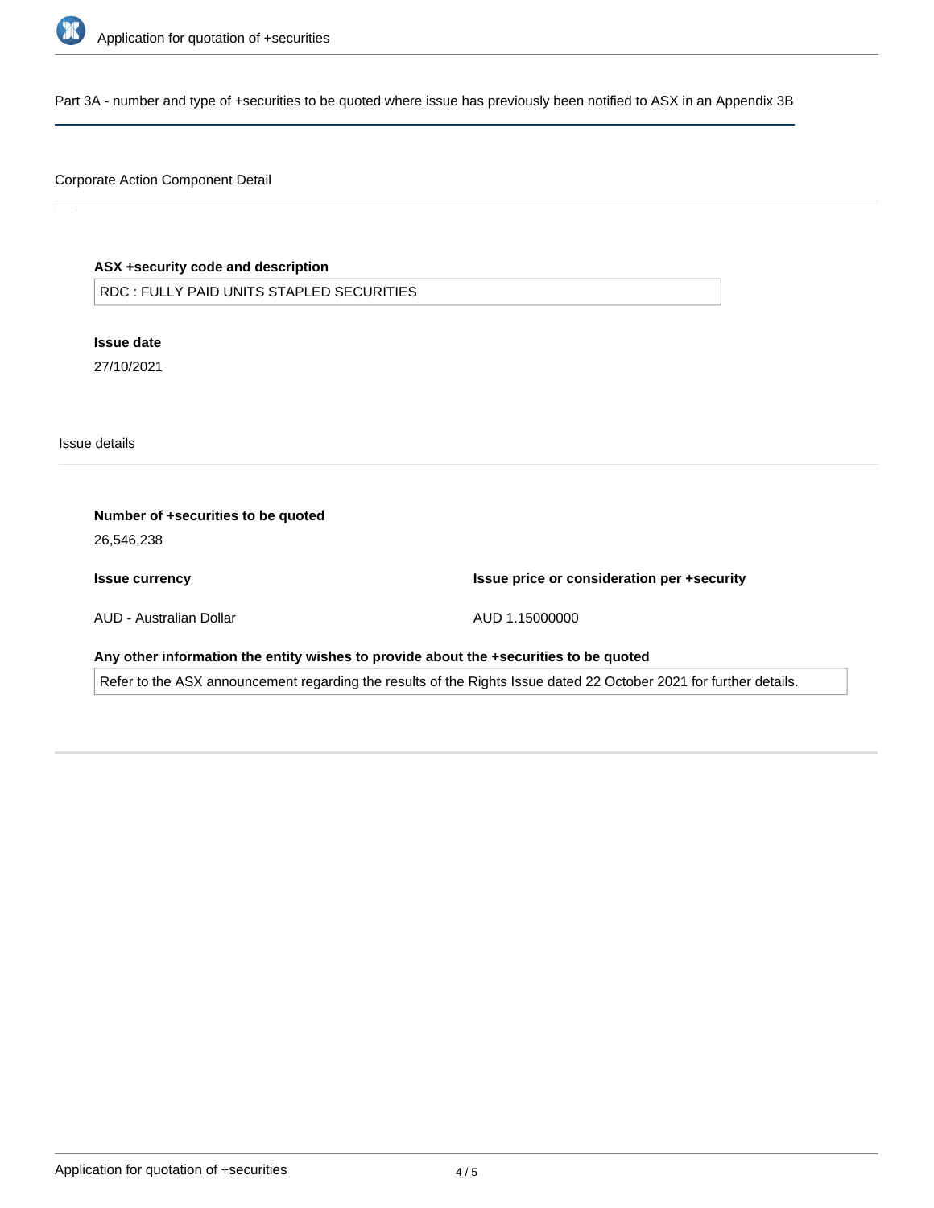## Part 3A - number and type of +securities to be quoted where issue has previously been notified to ASX in an Appendix 3B

### Corporate Action Component Detail

**ASX +security code and description**

RDC : FULLY PAID UNITS STAPLED SECURITIES

**Issue date**

27/10/2021

### Issue details

**Number of +securities to be quoted**

26,546,238

**Issue currency**

AUD - Australian Dollar

**Issue price or consideration per +security**

AUD 1.15000000

**Any other information the entity wishes to provide about the +securities to be quoted**

Refer to the ASX announcement regarding the results of the Rights Issue dated 22 October 2021 for further details.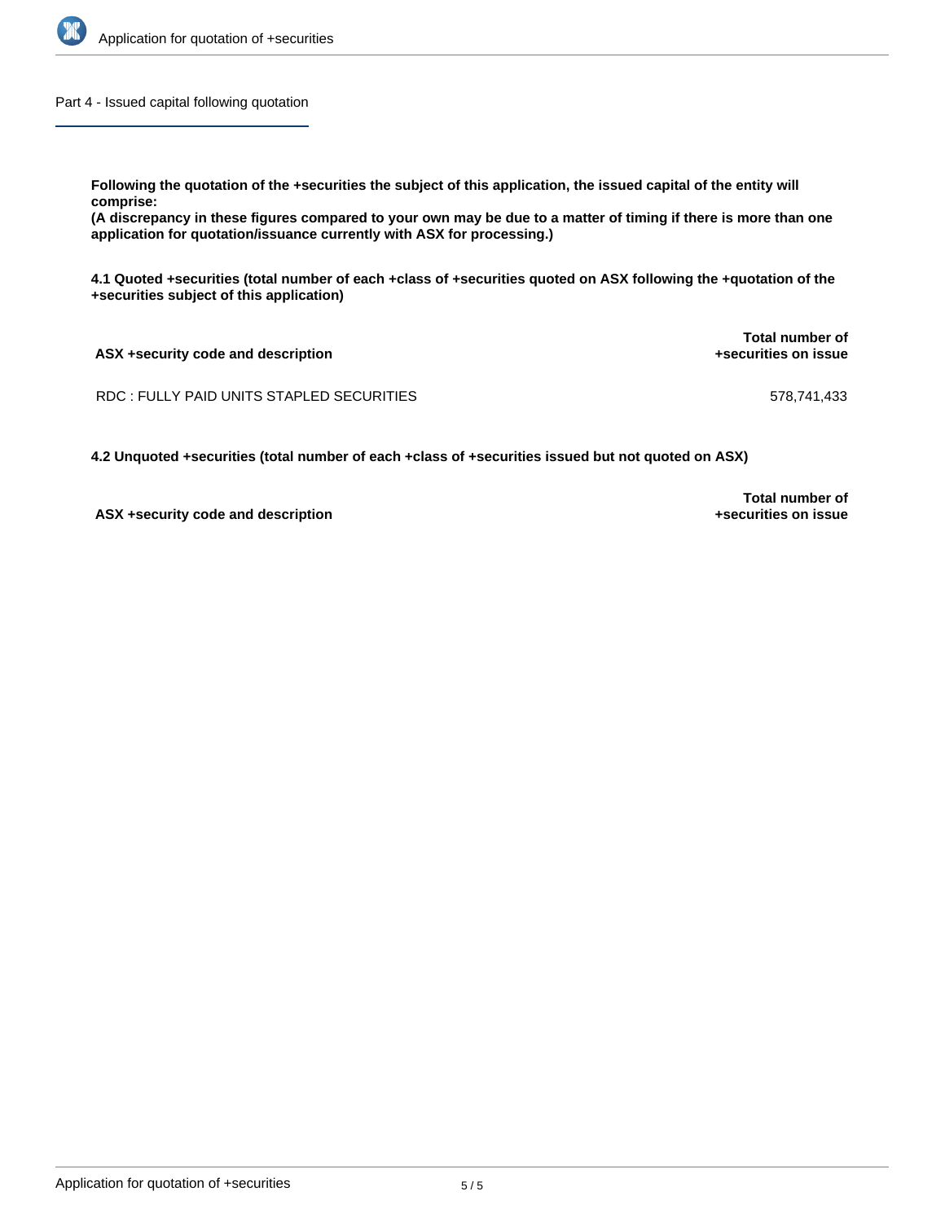## Part 4 - Issued capital following quotation

**Following the quotation of the +securities the subject of this application, the issued capital of the entity will comprise:**
**(A discrepancy in these figures compared to your own may be due to a matter of timing if there is more than one application for quotation/issuance currently with ASX for processing.)**

**4.1 Quoted +securities (total number of each +class of +securities quoted on ASX following the +quotation of the +securities subject of this application)**

| ASX +security code and description | Total number of +securities on issue |
| --- | --- |
| RDC : FULLY PAID UNITS STAPLED SECURITIES | 578,741,433 |

**4.2 Unquoted +securities (total number of each +class of +securities issued but not quoted on ASX)**

| ASX +security code and description | Total number of +securities on issue |
| --- | --- |